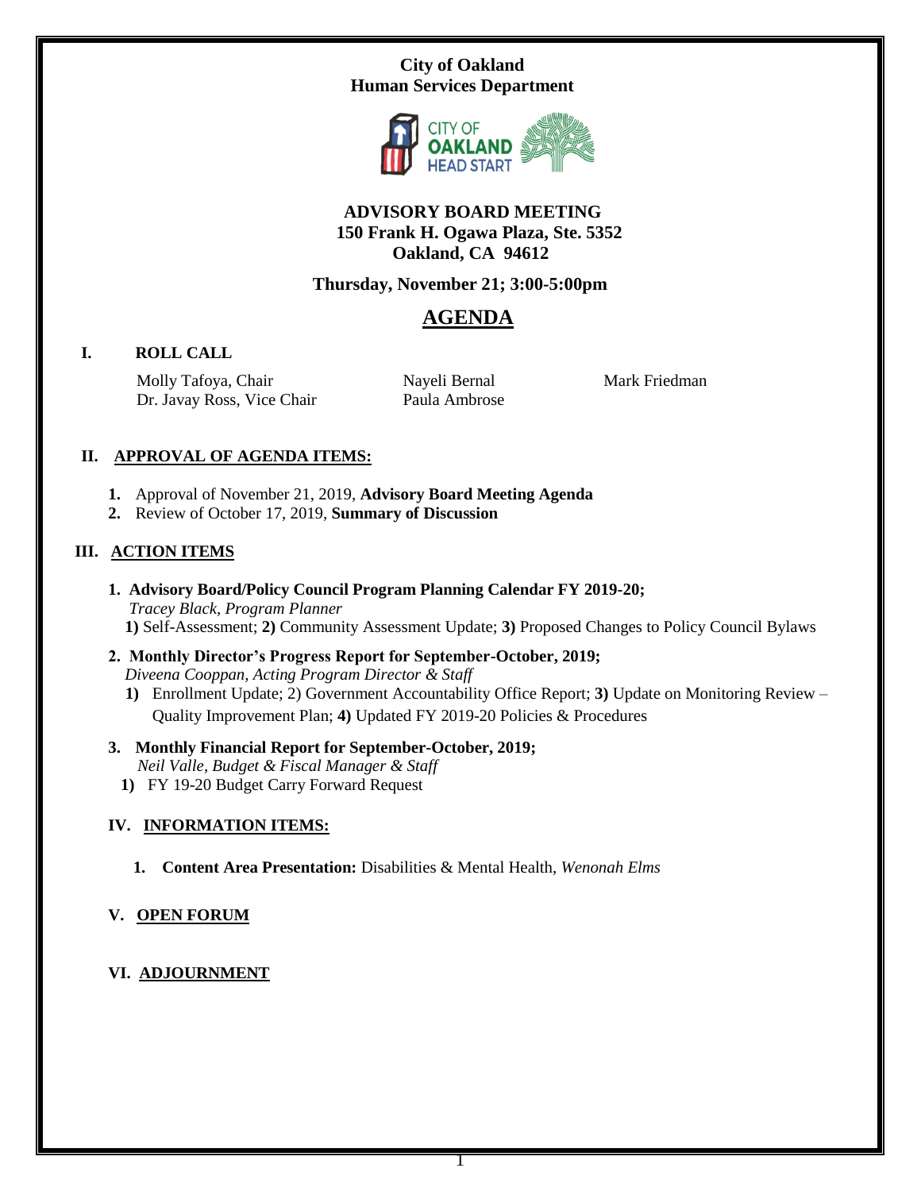**City of Oakland**
**Human Services Department**

**ADVISORY BOARD MEETING**
**150 Frank H. Ogawa Plaza, Ste. 5352**
**Oakland, CA 94612**

**Thursday, November 21; 3:00-5:00pm**

# AGENDA

## I. ROLL CALL

Molly Tafoya, Chair
Dr. Javay Ross, Vice Chair
Nayeli Bernal
Paula Ambrose
Mark Friedman

## II. APPROVAL OF AGENDA ITEMS:

1. Approval of November 21, 2019, **Advisory Board Meeting Agenda**
2. Review of October 17, 2019, **Summary of Discussion**

## III. ACTION ITEMS

1. **Advisory Board/Policy Council Program Planning Calendar FY 2019-20;**
   *Tracey Black, Program Planner*
   **1)** Self-Assessment; **2)** Community Assessment Update; **3)** Proposed Changes to Policy Council Bylaws

2. **Monthly Director's Progress Report for September-October, 2019;**
   *Diveena Cooppan, Acting Program Director & Staff*
   **1)** Enrollment Update; 2) Government Accountability Office Report; **3)** Update on Monitoring Review – Quality Improvement Plan; **4)** Updated FY 2019-20 Policies & Procedures

3. **Monthly Financial Report for September-October, 2019;**
   *Neil Valle, Budget & Fiscal Manager & Staff*
   **1)** FY 19-20 Budget Carry Forward Request

## IV. INFORMATION ITEMS:

1. **Content Area Presentation:** Disabilities & Mental Health, *Wenonah Elms*

## V. OPEN FORUM

## VI. ADJOURNMENT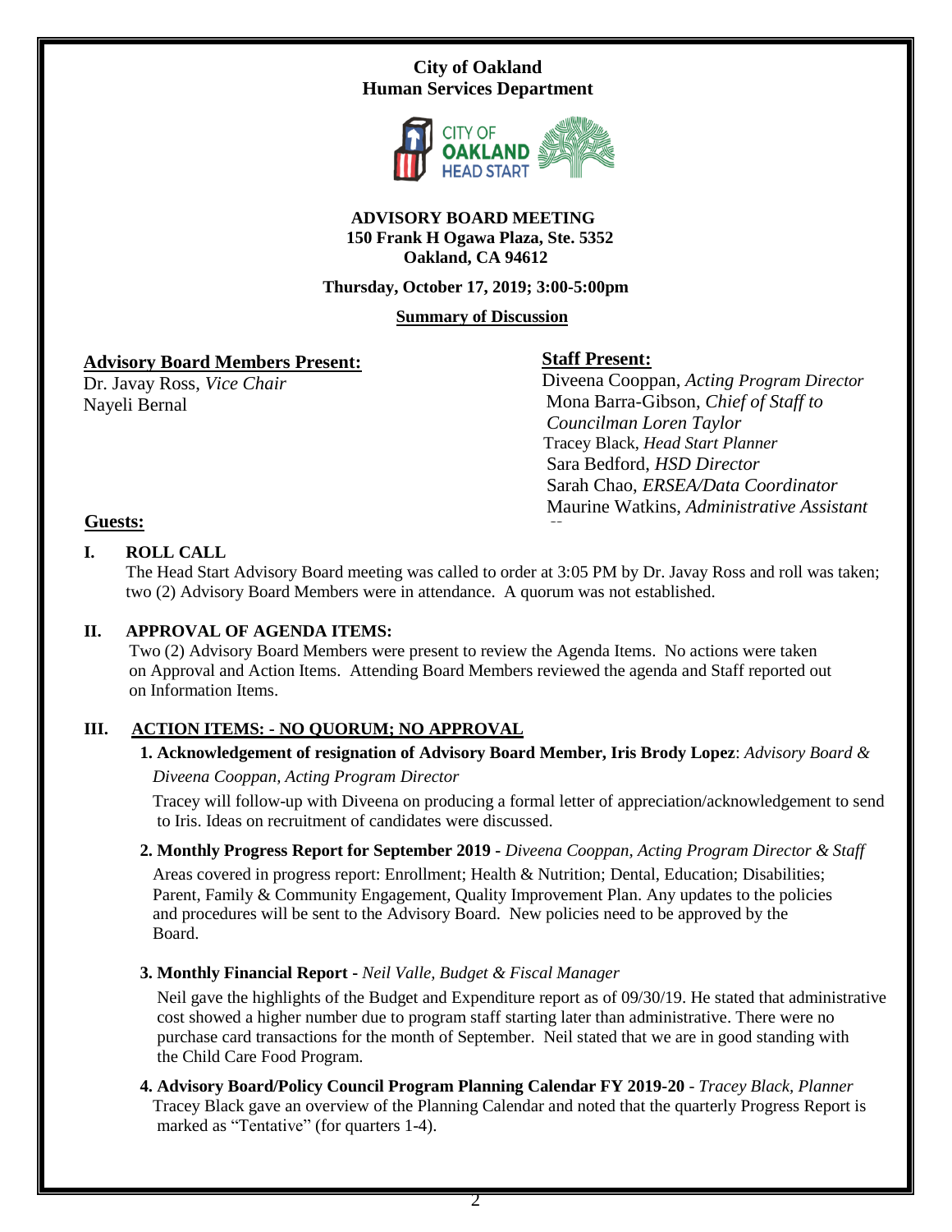**City of Oakland**
**Human Services Department**

**ADVISORY BOARD MEETING**
**150 Frank H Ogawa Plaza, Ste. 5352**
**Oakland, CA 94612**

**Thursday, October 17, 2019; 3:00-5:00pm**

**Summary of Discussion**

**Advisory Board Members Present:**

Dr. Javay Ross, *Vice Chair*
Nayeli Bernal

**Staff Present:**

Diveena Cooppan, *Acting Program Director*
Mona Barra-Gibson, *Chief of Staff to Councilman Loren Taylor*
Tracey Black, *Head Start Planner*
Sara Bedford, *HSD Director*
Sarah Chao, *ERSEA/Data Coordinator*
Maurine Watkins, *Administrative Assistant*

**Guests:**

## I. ROLL CALL

The Head Start Advisory Board meeting was called to order at 3:05 PM by Dr. Javay Ross and roll was taken; two (2) Advisory Board Members were in attendance. A quorum was not established.

## II. APPROVAL OF AGENDA ITEMS:

Two (2) Advisory Board Members were present to review the Agenda Items. No actions were taken on Approval and Action Items. Attending Board Members reviewed the agenda and Staff reported out on Information Items.

## III. ACTION ITEMS: - NO QUORUM; NO APPROVAL

**1. Acknowledgement of resignation of Advisory Board Member, Iris Brody Lopez**: *Advisory Board & Diveena Cooppan, Acting Program Director*

Tracey will follow-up with Diveena on producing a formal letter of appreciation/acknowledgement to send to Iris. Ideas on recruitment of candidates were discussed.

**2. Monthly Progress Report for September 2019 -** *Diveena Cooppan, Acting Program Director & Staff*

Areas covered in progress report: Enrollment; Health & Nutrition; Dental, Education; Disabilities; Parent, Family & Community Engagement, Quality Improvement Plan. Any updates to the policies and procedures will be sent to the Advisory Board. New policies need to be approved by the Board.

**3. Monthly Financial Report** - *Neil Valle, Budget & Fiscal Manager*

Neil gave the highlights of the Budget and Expenditure report as of 09/30/19. He stated that administrative cost showed a higher number due to program staff starting later than administrative. There were no purchase card transactions for the month of September. Neil stated that we are in good standing with the Child Care Food Program.

**4. Advisory Board/Policy Council Program Planning Calendar FY 2019-20** - *Tracey Black, Planner*

Tracey Black gave an overview of the Planning Calendar and noted that the quarterly Progress Report is marked as "Tentative" (for quarters 1-4).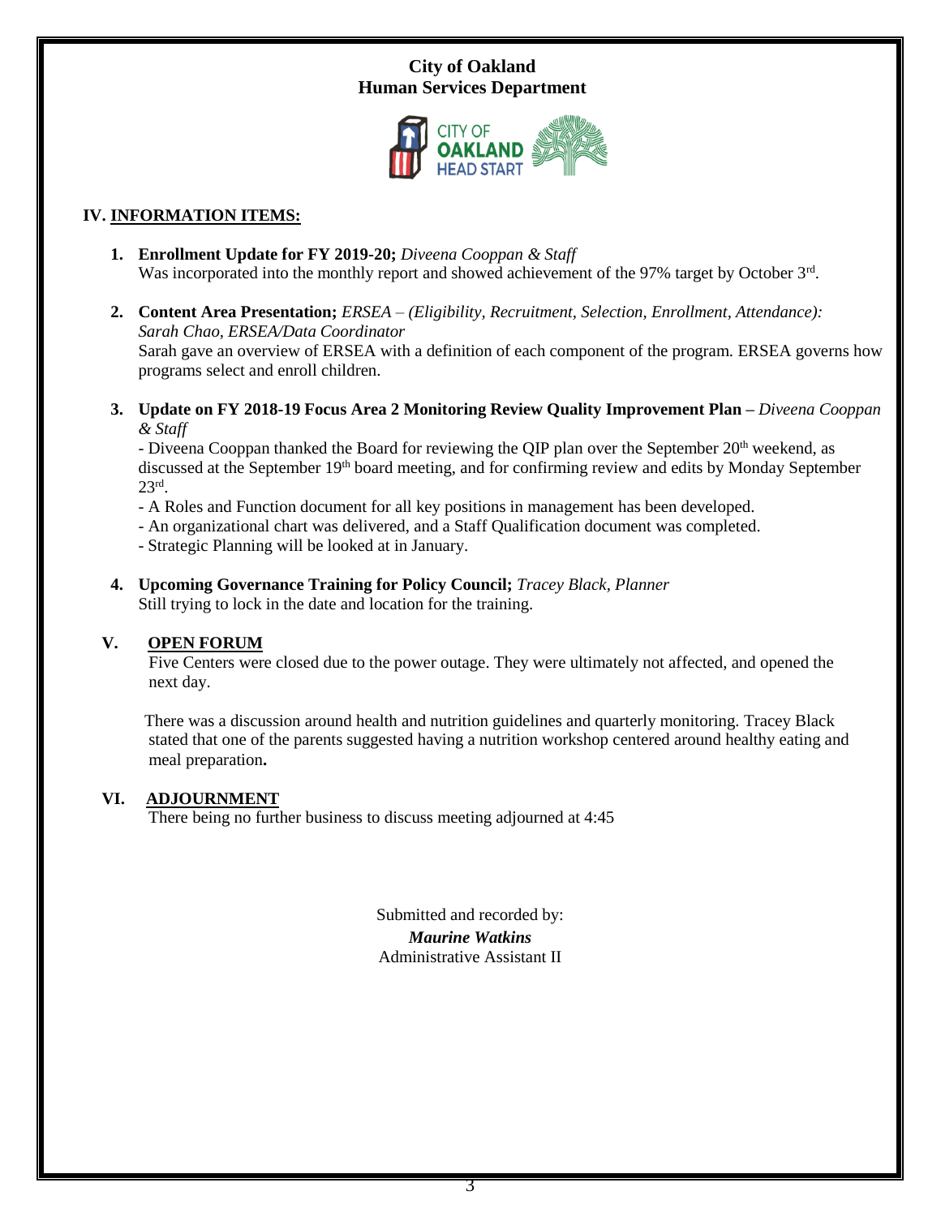**City of Oakland**
**Human Services Department**

## IV. INFORMATION ITEMS:

1. **Enrollment Update for FY 2019-20;** *Diveena Cooppan & Staff*
   Was incorporated into the monthly report and showed achievement of the 97% target by October 3rd.

2. **Content Area Presentation;** *ERSEA – (Eligibility, Recruitment, Selection, Enrollment, Attendance): Sarah Chao, ERSEA/Data Coordinator*
   Sarah gave an overview of ERSEA with a definition of each component of the program. ERSEA governs how programs select and enroll children.

3. **Update on FY 2018-19 Focus Area 2 Monitoring Review Quality Improvement Plan –** *Diveena Cooppan & Staff*
   - Diveena Cooppan thanked the Board for reviewing the QIP plan over the September 20th weekend, as discussed at the September 19th board meeting, and for confirming review and edits by Monday September 23rd.
   - A Roles and Function document for all key positions in management has been developed.
   - An organizational chart was delivered, and a Staff Qualification document was completed.
   - Strategic Planning will be looked at in January.

4. **Upcoming Governance Training for Policy Council;** *Tracey Black, Planner*
   Still trying to lock in the date and location for the training.

## V. OPEN FORUM

Five Centers were closed due to the power outage. They were ultimately not affected, and opened the next day.

There was a discussion around health and nutrition guidelines and quarterly monitoring. Tracey Black stated that one of the parents suggested having a nutrition workshop centered around healthy eating and meal preparation**.**

## VI. ADJOURNMENT

There being no further business to discuss meeting adjourned at 4:45

Submitted and recorded by:
***Maurine Watkins***
Administrative Assistant II